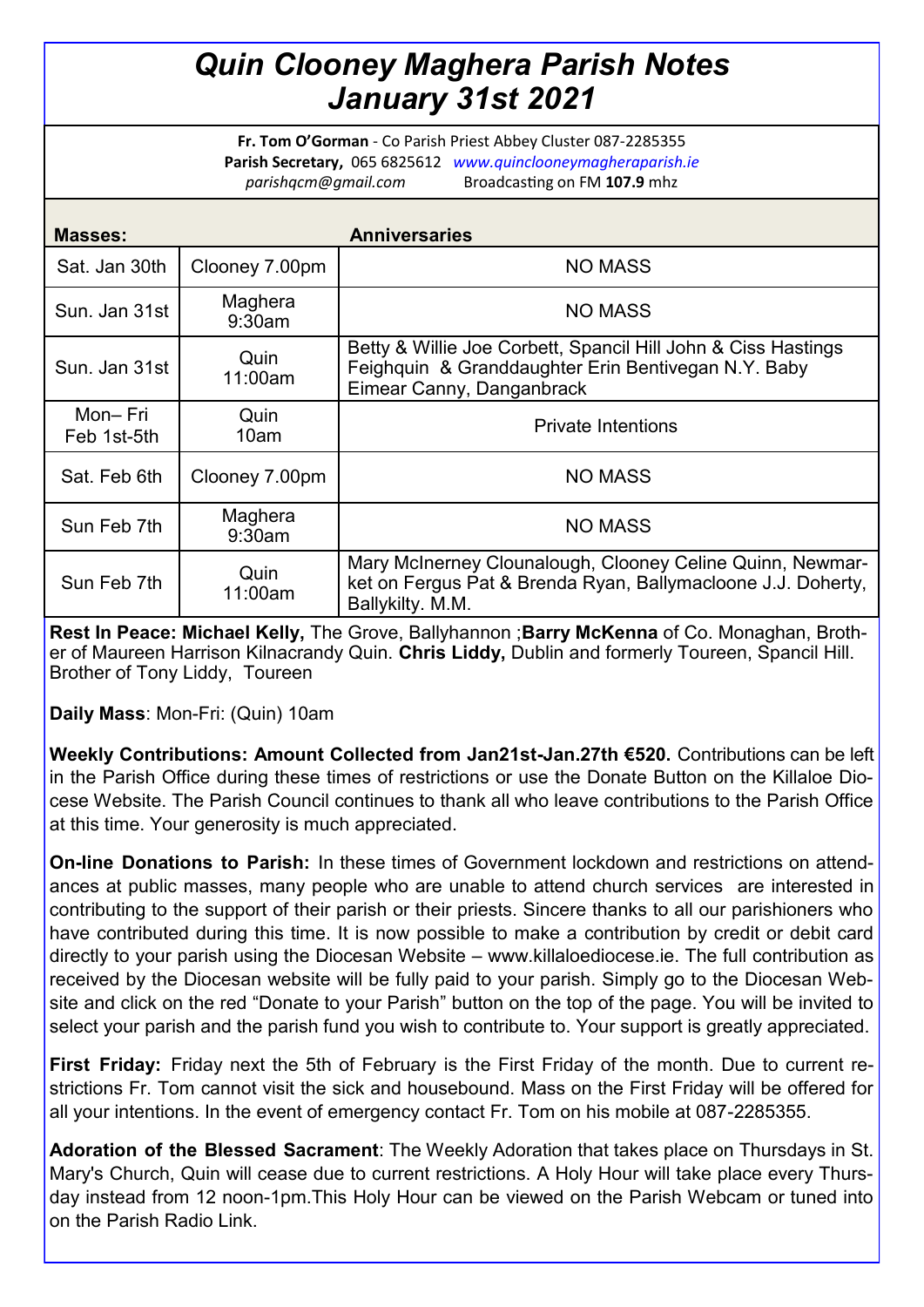# Quin Clooney Maghera Parish Notes
# January 31st 2021

**Fr. Tom O'Gorman** - Co Parish Priest Abbey Cluster 087-2285355
**Parish Secretary,** 065 6825612 *www.quinclooneymagheraparish.ie*
*parishqcm@gmail.com* Broadcasting on FM **107.9** mhz

| **Masses:** | | **Anniversaries** |
|---|---|---|
| Sat. Jan 30th | Clooney 7.00pm | NO MASS |
| Sun. Jan 31st | Maghera 9:30am | NO MASS |
| Sun. Jan 31st | Quin 11:00am | Betty & Willie Joe Corbett, Spancil Hill John & Ciss Hastings Feighquin & Granddaughter Erin Bentivegan N.Y. Baby Eimear Canny, Danganbrack |
| Mon– Fri Feb 1st-5th | Quin 10am | Private Intentions |
| Sat. Feb 6th | Clooney 7.00pm | NO MASS |
| Sun Feb 7th | Maghera 9:30am | NO MASS |
| Sun Feb 7th | Quin 11:00am | Mary McInerney Clounalough, Clooney Celine Quinn, Newmarket on Fergus Pat & Brenda Ryan, Ballymacloone J.J. Doherty, Ballykilty. M.M. |

**Rest In Peace: Michael Kelly,** The Grove, Ballyhannon ;**Barry McKenna** of Co. Monaghan, Brother of Maureen Harrison Kilnacrandy Quin. **Chris Liddy,** Dublin and formerly Toureen, Spancil Hill. Brother of Tony Liddy, Toureen

**Daily Mass**: Mon-Fri: (Quin) 10am

**Weekly Contributions: Amount Collected from Jan21st-Jan.27th €520.** Contributions can be left in the Parish Office during these times of restrictions or use the Donate Button on the Killaloe Diocese Website. The Parish Council continues to thank all who leave contributions to the Parish Office at this time. Your generosity is much appreciated.

**On-line Donations to Parish:** In these times of Government lockdown and restrictions on attendances at public masses, many people who are unable to attend church services are interested in contributing to the support of their parish or their priests. Sincere thanks to all our parishioners who have contributed during this time. It is now possible to make a contribution by credit or debit card directly to your parish using the Diocesan Website – www.killaloediocese.ie. The full contribution as received by the Diocesan website will be fully paid to your parish. Simply go to the Diocesan Website and click on the red "Donate to your Parish" button on the top of the page. You will be invited to select your parish and the parish fund you wish to contribute to. Your support is greatly appreciated.

**First Friday:** Friday next the 5th of February is the First Friday of the month. Due to current restrictions Fr. Tom cannot visit the sick and housebound. Mass on the First Friday will be offered for all your intentions. In the event of emergency contact Fr. Tom on his mobile at 087-2285355.

**Adoration of the Blessed Sacrament**: The Weekly Adoration that takes place on Thursdays in St. Mary's Church, Quin will cease due to current restrictions. A Holy Hour will take place every Thursday instead from 12 noon-1pm.This Holy Hour can be viewed on the Parish Webcam or tuned into on the Parish Radio Link.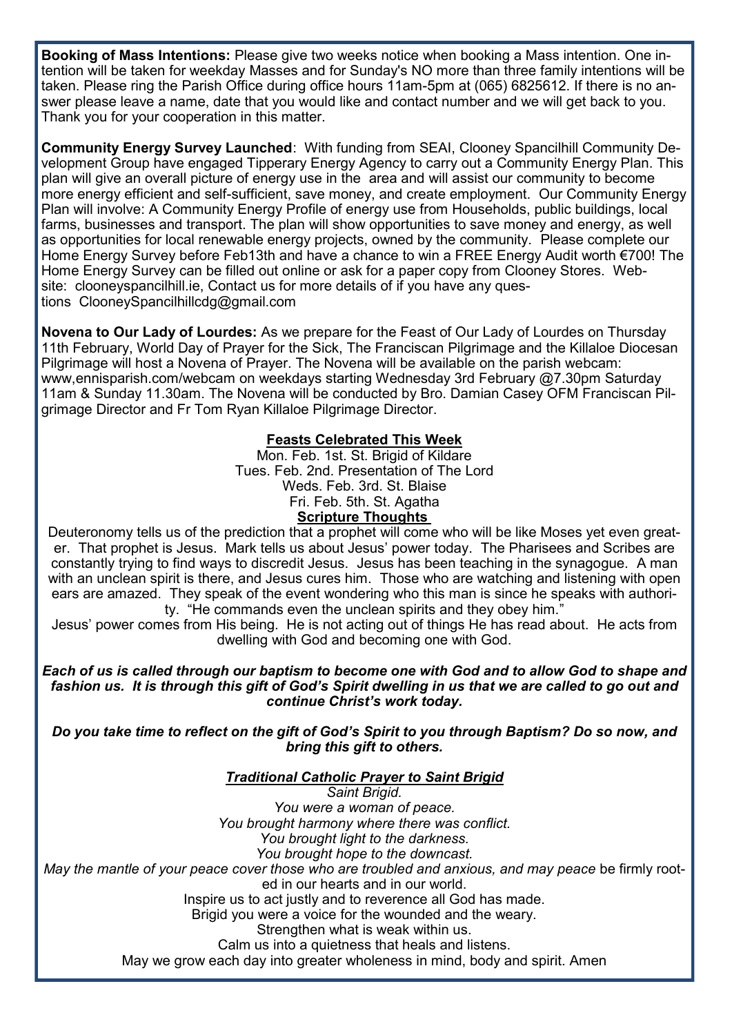**Booking of Mass Intentions:** Please give two weeks notice when booking a Mass intention. One intention will be taken for weekday Masses and for Sunday's NO more than three family intentions will be taken. Please ring the Parish Office during office hours 11am-5pm at (065) 6825612. If there is no answer please leave a name, date that you would like and contact number and we will get back to you. Thank you for your cooperation in this matter.

**Community Energy Survey Launched**: With funding from SEAI, Clooney Spancilhill Community Development Group have engaged Tipperary Energy Agency to carry out a Community Energy Plan. This plan will give an overall picture of energy use in the area and will assist our community to become more energy efficient and self-sufficient, save money, and create employment. Our Community Energy Plan will involve: A Community Energy Profile of energy use from Households, public buildings, local farms, businesses and transport. The plan will show opportunities to save money and energy, as well as opportunities for local renewable energy projects, owned by the community. Please complete our Home Energy Survey before Feb13th and have a chance to win a FREE Energy Audit worth €700! The Home Energy Survey can be filled out online or ask for a paper copy from Clooney Stores. Website: clooneyspancilhill.ie, Contact us for more details of if you have any questions ClooneySpancilhillcdg@gmail.com

**Novena to Our Lady of Lourdes:** As we prepare for the Feast of Our Lady of Lourdes on Thursday 11th February, World Day of Prayer for the Sick, The Franciscan Pilgrimage and the Killaloe Diocesan Pilgrimage will host a Novena of Prayer. The Novena will be available on the parish webcam: www,ennisparish.com/webcam on weekdays starting Wednesday 3rd February @7.30pm Saturday 11am & Sunday 11.30am. The Novena will be conducted by Bro. Damian Casey OFM Franciscan Pilgrimage Director and Fr Tom Ryan Killaloe Pilgrimage Director.

**Feasts Celebrated This Week**

Mon. Feb. 1st. St. Brigid of Kildare
Tues. Feb. 2nd. Presentation of The Lord
Weds. Feb. 3rd. St. Blaise
Fri. Feb. 5th. St. Agatha

**Scripture Thoughts**

Deuteronomy tells us of the prediction that a prophet will come who will be like Moses yet even greater. That prophet is Jesus. Mark tells us about Jesus' power today. The Pharisees and Scribes are constantly trying to find ways to discredit Jesus. Jesus has been teaching in the synagogue. A man with an unclean spirit is there, and Jesus cures him. Those who are watching and listening with open ears are amazed. They speak of the event wondering who this man is since he speaks with authority. "He commands even the unclean spirits and they obey him."

Jesus' power comes from His being. He is not acting out of things He has read about. He acts from dwelling with God and becoming one with God.

***Each of us is called through our baptism to become one with God and to allow God to shape and fashion us. It is through this gift of God's Spirit dwelling in us that we are called to go out and continue Christ's work today.***

***Do you take time to reflect on the gift of God's Spirit to you through Baptism? Do so now, and bring this gift to others.***

***Traditional Catholic Prayer to Saint Brigid***

*Saint Brigid.*
*You were a woman of peace.*
*You brought harmony where there was conflict.*
*You brought light to the darkness.*
*You brought hope to the downcast.*
*May the mantle of your peace cover those who are troubled and anxious, and may peace* be firmly rooted in our hearts and in our world.
Inspire us to act justly and to reverence all God has made.
Brigid you were a voice for the wounded and the weary.
Strengthen what is weak within us.
Calm us into a quietness that heals and listens.
May we grow each day into greater wholeness in mind, body and spirit. Amen